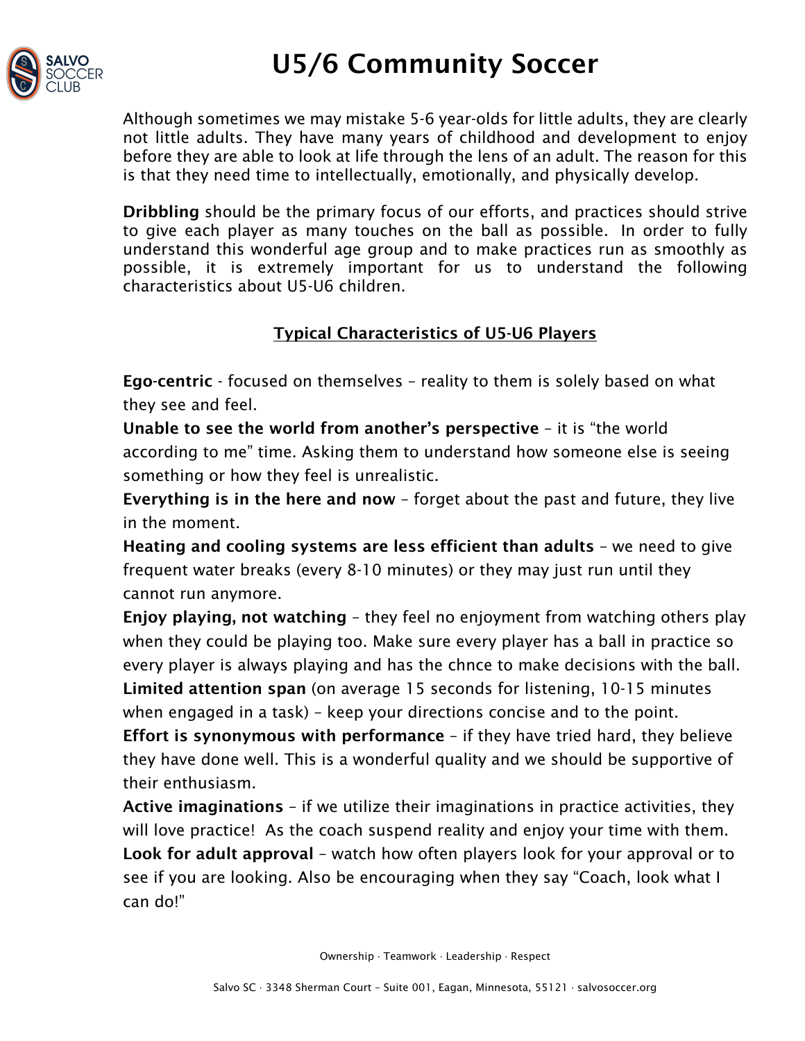# U5/6 Community Soccer

Although sometimes we may mistake 5-6 year-olds for little adults, they are clearly not little adults. They have many years of childhood and development to enjoy before they are able to look at life through the lens of an adult. The reason for this is that they need time to intellectually, emotionally, and physically develop.

**Dribbling** should be the primary focus of our efforts, and practices should strive to give each player as many touches on the ball as possible. In order to fully understand this wonderful age group and to make practices run as smoothly as possible, it is extremely important for us to understand the following characteristics about U5-U6 children.

## Typical Characteristics of U5-U6 Players

**Ego-centric** - focused on themselves – reality to them is solely based on what they see and feel.

**Unable to see the world from another's perspective** – it is "the world according to me" time. Asking them to understand how someone else is seeing something or how they feel is unrealistic.

**Everything is in the here and now** – forget about the past and future, they live in the moment.

**Heating and cooling systems are less efficient than adults** – we need to give frequent water breaks (every 8-10 minutes) or they may just run until they cannot run anymore.

**Enjoy playing, not watching** – they feel no enjoyment from watching others play when they could be playing too. Make sure every player has a ball in practice so every player is always playing and has the chnce to make decisions with the ball.

**Limited attention span** (on average 15 seconds for listening, 10-15 minutes when engaged in a task) – keep your directions concise and to the point.

**Effort is synonymous with performance** – if they have tried hard, they believe they have done well. This is a wonderful quality and we should be supportive of their enthusiasm.

**Active imaginations** – if we utilize their imaginations in practice activities, they will love practice! As the coach suspend reality and enjoy your time with them.

**Look for adult approval** – watch how often players look for your approval or to see if you are looking. Also be encouraging when they say "Coach, look what I can do!"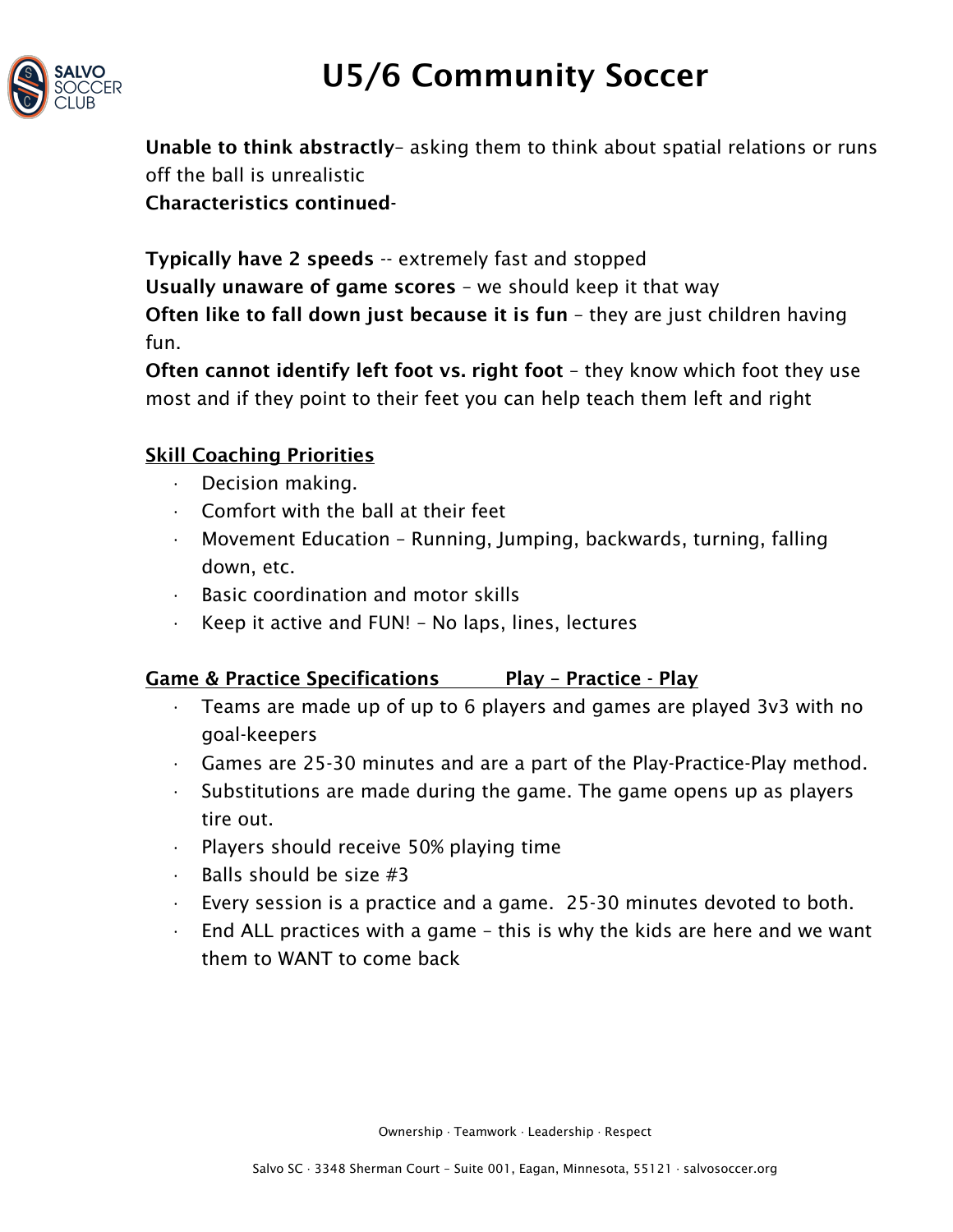# U5/6 Community Soccer

**Unable to think abstractly**– asking them to think about spatial relations or runs off the ball is unrealistic

**Characteristics continued**-

**Typically have 2 speeds** -- extremely fast and stopped

**Usually unaware of game scores** – we should keep it that way

**Often like to fall down just because it is fun** – they are just children having fun.

**Often cannot identify left foot vs. right foot** – they know which foot they use most and if they point to their feet you can help teach them left and right

**<u>Skill Coaching Priorities</u>**

- Decision making.
- Comfort with the ball at their feet
- Movement Education – Running, Jumping, backwards, turning, falling down, etc.
- Basic coordination and motor skills
- Keep it active and FUN! – No laps, lines, lectures

**<u>Game & Practice Specifications</u>** **<u>Play – Practice - Play</u>**

- Teams are made up of up to 6 players and games are played 3v3 with no goal-keepers
- Games are 25-30 minutes and are a part of the Play-Practice-Play method.
- Substitutions are made during the game. The game opens up as players tire out.
- Players should receive 50% playing time
- Balls should be size #3
- Every session is a practice and a game. 25-30 minutes devoted to both.
- End ALL practices with a game – this is why the kids are here and we want them to WANT to come back

Ownership · Teamwork · Leadership · Respect

Salvo SC · 3348 Sherman Court – Suite 001, Eagan, Minnesota, 55121 · salvosoccer.org